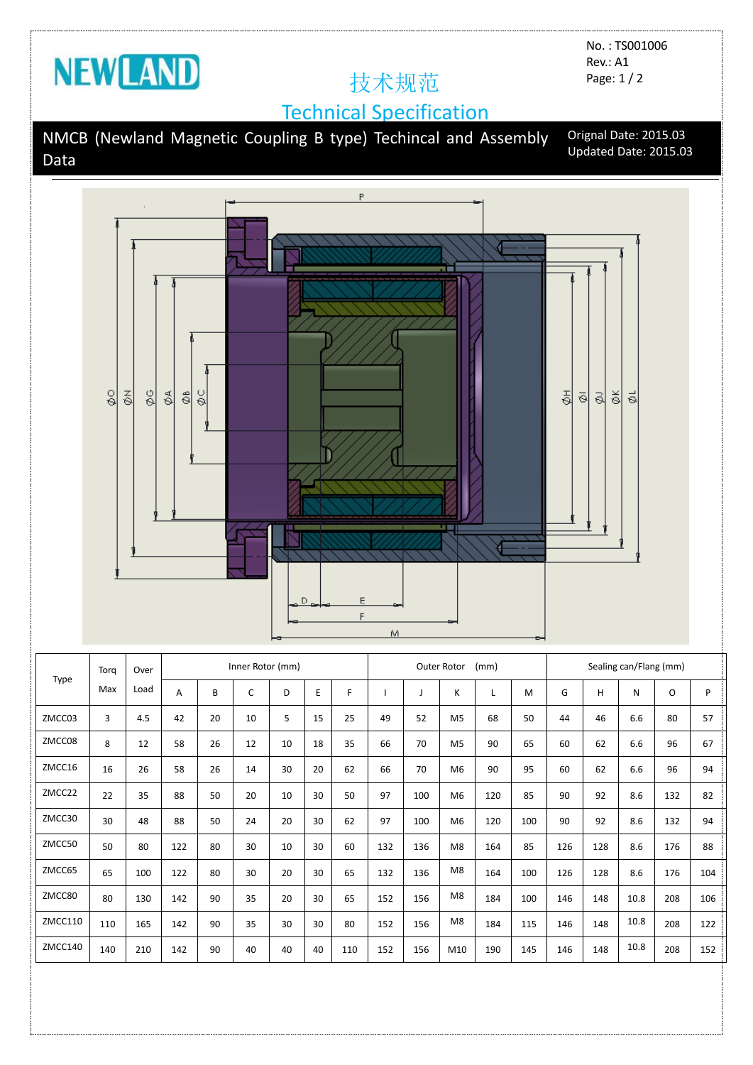NEWLAND

No. : TS001006
Rev.: A1

# 技术规范
# Technical Specification

## NMCB (Newland Magnetic Coupling B type) Techincal and Assembly Data

Orignal Date: 2015.03
Updated Date: 2015.03

| Type | Torq Max | Over Load | Inner Rotor (mm) | | | | | | Outer Rotor (mm) | | | | | Sealing can/Flang (mm) | | | | |
|---|---|---|---|---|---|---|---|---|---|---|---|---|---|---|---|---|---|---|
| | | | A | B | C | D | E | F | I | J | K | L | M | G | H | N | O | P |
| ZMCC03 | 3 | 4.5 | 42 | 20 | 10 | 5 | 15 | 25 | 49 | 52 | M5 | 68 | 50 | 44 | 46 | 6.6 | 80 | 57 |
| ZMCC08 | 8 | 12 | 58 | 26 | 12 | 10 | 18 | 35 | 66 | 70 | M5 | 90 | 65 | 60 | 62 | 6.6 | 96 | 67 |
| ZMCC16 | 16 | 26 | 58 | 26 | 14 | 30 | 20 | 62 | 66 | 70 | M6 | 90 | 95 | 60 | 62 | 6.6 | 96 | 94 |
| ZMCC22 | 22 | 35 | 88 | 50 | 20 | 10 | 30 | 50 | 97 | 100 | M6 | 120 | 85 | 90 | 92 | 8.6 | 132 | 82 |
| ZMCC30 | 30 | 48 | 88 | 50 | 24 | 20 | 30 | 62 | 97 | 100 | M6 | 120 | 100 | 90 | 92 | 8.6 | 132 | 94 |
| ZMCC50 | 50 | 80 | 122 | 80 | 30 | 10 | 30 | 60 | 132 | 136 | M8 | 164 | 85 | 126 | 128 | 8.6 | 176 | 88 |
| ZMCC65 | 65 | 100 | 122 | 80 | 30 | 20 | 30 | 65 | 132 | 136 | M8 | 164 | 100 | 126 | 128 | 8.6 | 176 | 104 |
| ZMCC80 | 80 | 130 | 142 | 90 | 35 | 20 | 30 | 65 | 152 | 156 | M8 | 184 | 100 | 146 | 148 | 10.8 | 208 | 106 |
| ZMCC110 | 110 | 165 | 142 | 90 | 35 | 30 | 30 | 80 | 152 | 156 | M8 | 184 | 115 | 146 | 148 | 10.8 | 208 | 122 |
| ZMCC140 | 140 | 210 | 142 | 90 | 40 | 40 | 40 | 110 | 152 | 156 | M10 | 190 | 145 | 146 | 148 | 10.8 | 208 | 152 |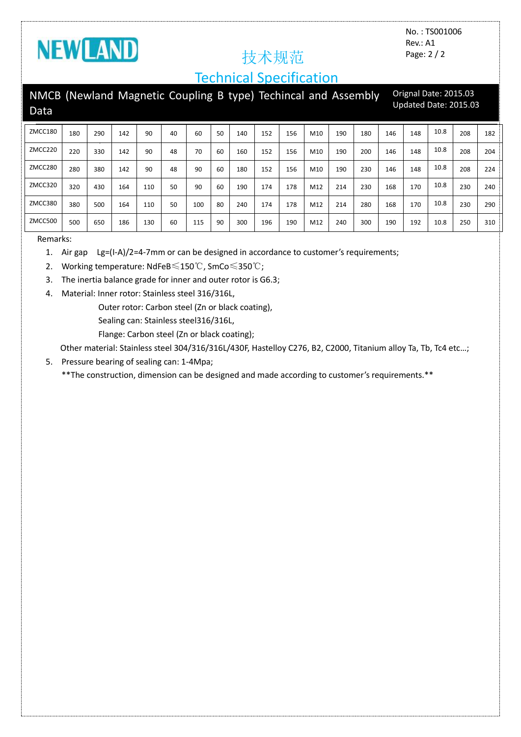NMCB (Newland Magnetic Coupling B type) Techincal and Assembly Data

Orignal Date: 2015.03
Updated Date: 2015.03

| | | | | | | | | | | | | | | | | | |
|---|---|---|---|---|---|---|---|---|---|---|---|---|---|---|---|---|---|
| ZMCC180 | 180 | 290 | 142 | 90 | 40 | 60 | 50 | 140 | 152 | 156 | M10 | 190 | 180 | 146 | 148 | 10.8 | 208 | 182 |
| ZMCC220 | 220 | 330 | 142 | 90 | 48 | 70 | 60 | 160 | 152 | 156 | M10 | 190 | 200 | 146 | 148 | 10.8 | 208 | 204 |
| ZMCC280 | 280 | 380 | 142 | 90 | 48 | 90 | 60 | 180 | 152 | 156 | M10 | 190 | 230 | 146 | 148 | 10.8 | 208 | 224 |
| ZMCC320 | 320 | 430 | 164 | 110 | 50 | 90 | 60 | 190 | 174 | 178 | M12 | 214 | 230 | 168 | 170 | 10.8 | 230 | 240 |
| ZMCC380 | 380 | 500 | 164 | 110 | 50 | 100 | 80 | 240 | 174 | 178 | M12 | 214 | 280 | 168 | 170 | 10.8 | 230 | 290 |
| ZMCC500 | 500 | 650 | 186 | 130 | 60 | 115 | 90 | 300 | 196 | 190 | M12 | 240 | 300 | 190 | 192 | 10.8 | 250 | 310 |

Remarks:

1. Air gap Lg=(I-A)/2=4-7mm or can be designed in accordance to customer's requirements;
2. Working temperature: NdFeB≤150℃, SmCo≤350℃;
3. The inertia balance grade for inner and outer rotor is G6.3;
4. Material: Inner rotor: Stainless steel 316/316L,
   Outer rotor: Carbon steel (Zn or black coating),
   Sealing can: Stainless steel316/316L,
   Flange: Carbon steel (Zn or black coating);
   Other material: Stainless steel 304/316/316L/430F, Hastelloy C276, B2, C2000, Titanium alloy Ta, Tb, Tc4 etc…;
5. Pressure bearing of sealing can: 1-4Mpa;
   **The construction, dimension can be designed and made according to customer's requirements.**